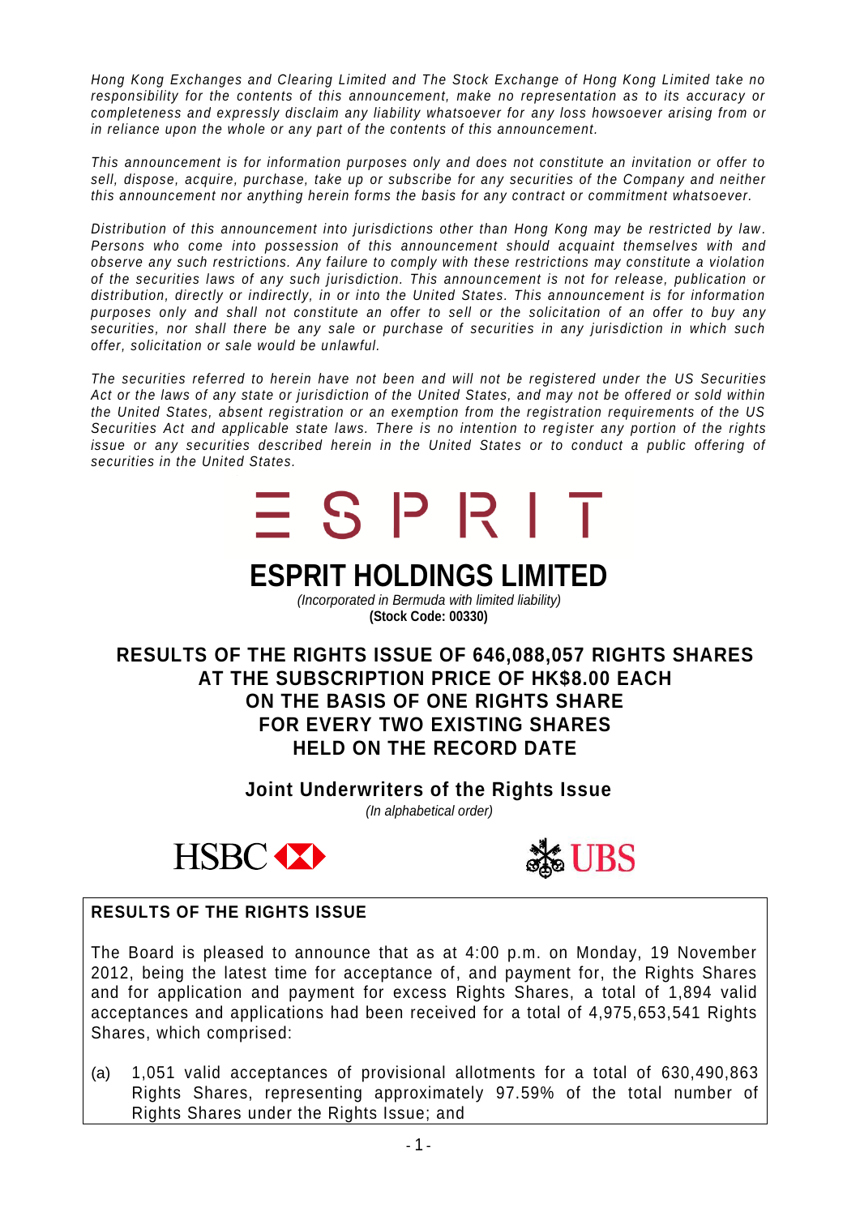*Hong Kong Exchanges and Clearing Limited and The Stock Exchange of Hong Kong Limited take no responsibility for the contents of this announcement, make no representation as to its accuracy or completeness and expressly disclaim any liability whatsoever for any loss howsoever arising from or in reliance upon the whole or any part of the contents of this announcement.*

*This announcement is for information purposes only and does not constitute an invitation or offer to sell, dispose, acquire, purchase, take up or subscribe for any securities of the Company and neither this announcement nor anything herein forms the basis for any contract or commitment whatsoever.*

*Distribution of this announcement into jurisdictions other than Hong Kong may be restricted by law. Persons who come into possession of this announcement should acquaint themselves with and observe any such restrictions. Any failure to comply with these restrictions may constitute a violation of the securities laws of any such jurisdiction. This announcement is not for release, publication or distribution, directly or indirectly, in or into the United States. This announcement is for information purposes only and shall not constitute an offer to sell or the solicitation of an offer to buy any securities, nor shall there be any sale or purchase of securities in any jurisdiction in which such offer, solicitation or sale would be unlawful.*

*The securities referred to herein have not been and will not be registered under the US Securities Act or the laws of any state or jurisdiction of the United States, and may not be offered or sold within the United States, absent registration or an exemption from the registration requirements of the US Securities Act and applicable state laws. There is no intention to register any portion of the rights issue or any securities described herein in the United States or to conduct a public offering of securities in the United States.*

ESPRIT

# ESPRIT HOLDINGS LIMITED

*(Incorporated in Bermuda with limited liability)*
**(Stock Code: 00330)**

## RESULTS OF THE RIGHTS ISSUE OF 646,088,057 RIGHTS SHARES AT THE SUBSCRIPTION PRICE OF HK$8.00 EACH ON THE BASIS OF ONE RIGHTS SHARE FOR EVERY TWO EXISTING SHARES HELD ON THE RECORD DATE

### Joint Underwriters of the Rights Issue

*(In alphabetical order)*

HSBC

UBS

**RESULTS OF THE RIGHTS ISSUE**

The Board is pleased to announce that as at 4:00 p.m. on Monday, 19 November 2012, being the latest time for acceptance of, and payment for, the Rights Shares and for application and payment for excess Rights Shares, a total of 1,894 valid acceptances and applications had been received for a total of 4,975,653,541 Rights Shares, which comprised:

(a) 1,051 valid acceptances of provisional allotments for a total of 630,490,863 Rights Shares, representing approximately 97.59% of the total number of Rights Shares under the Rights Issue; and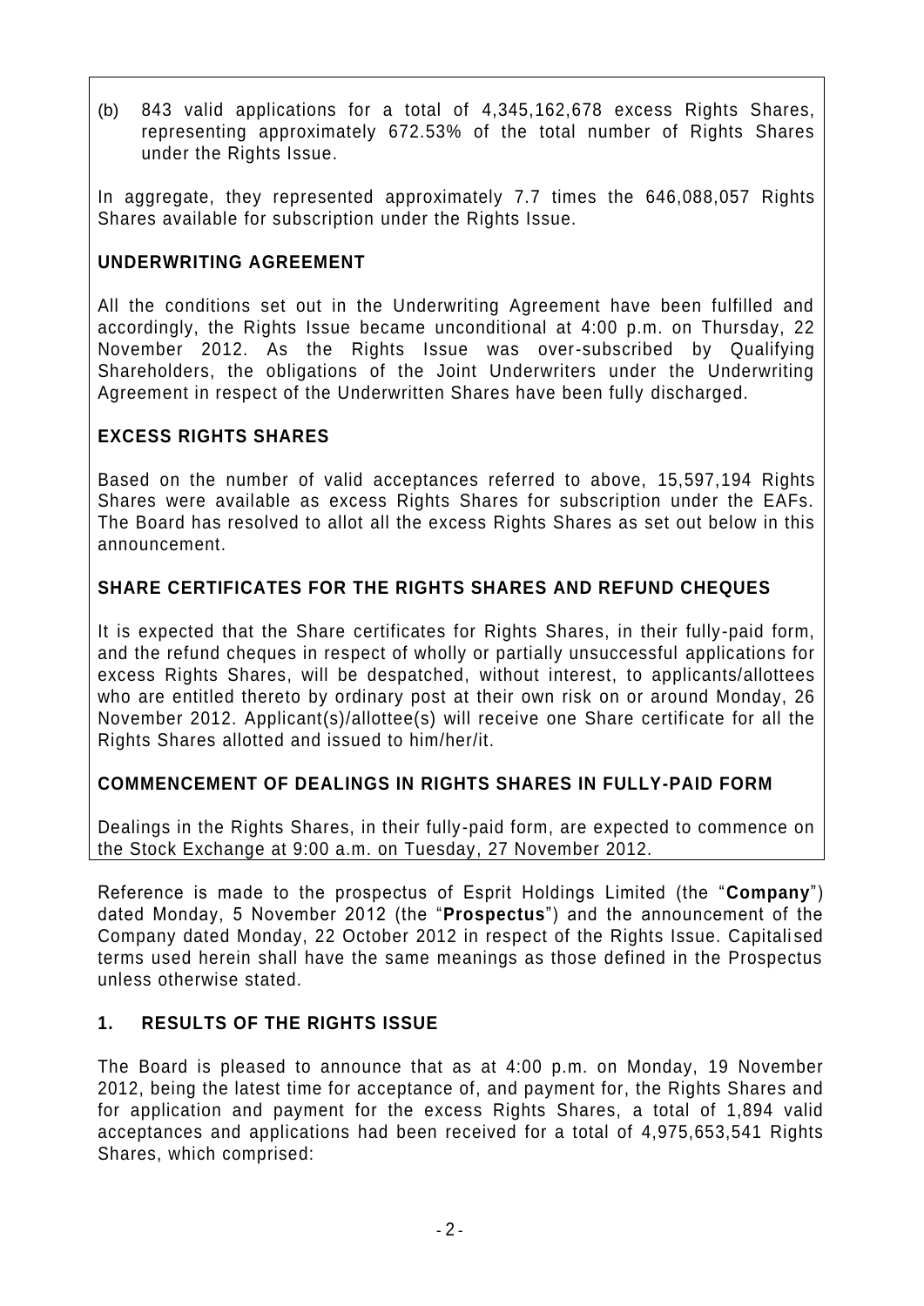(b) 843 valid applications for a total of 4,345,162,678 excess Rights Shares, representing approximately 672.53% of the total number of Rights Shares under the Rights Issue.

In aggregate, they represented approximately 7.7 times the 646,088,057 Rights Shares available for subscription under the Rights Issue.

**UNDERWRITING AGREEMENT**

All the conditions set out in the Underwriting Agreement have been fulfilled and accordingly, the Rights Issue became unconditional at 4:00 p.m. on Thursday, 22 November 2012. As the Rights Issue was over-subscribed by Qualifying Shareholders, the obligations of the Joint Underwriters under the Underwriting Agreement in respect of the Underwritten Shares have been fully discharged.

**EXCESS RIGHTS SHARES**

Based on the number of valid acceptances referred to above, 15,597,194 Rights Shares were available as excess Rights Shares for subscription under the EAFs. The Board has resolved to allot all the excess Rights Shares as set out below in this announcement.

**SHARE CERTIFICATES FOR THE RIGHTS SHARES AND REFUND CHEQUES**

It is expected that the Share certificates for Rights Shares, in their fully-paid form, and the refund cheques in respect of wholly or partially unsuccessful applications for excess Rights Shares, will be despatched, without interest, to applicants/allottees who are entitled thereto by ordinary post at their own risk on or around Monday, 26 November 2012. Applicant(s)/allottee(s) will receive one Share certificate for all the Rights Shares allotted and issued to him/her/it.

**COMMENCEMENT OF DEALINGS IN RIGHTS SHARES IN FULLY-PAID FORM**

Dealings in the Rights Shares, in their fully-paid form, are expected to commence on the Stock Exchange at 9:00 a.m. on Tuesday, 27 November 2012.

Reference is made to the prospectus of Esprit Holdings Limited (the "**Company**") dated Monday, 5 November 2012 (the "**Prospectus**") and the announcement of the Company dated Monday, 22 October 2012 in respect of the Rights Issue. Capitalised terms used herein shall have the same meanings as those defined in the Prospectus unless otherwise stated.

## 1. RESULTS OF THE RIGHTS ISSUE

The Board is pleased to announce that as at 4:00 p.m. on Monday, 19 November 2012, being the latest time for acceptance of, and payment for, the Rights Shares and for application and payment for the excess Rights Shares, a total of 1,894 valid acceptances and applications had been received for a total of 4,975,653,541 Rights Shares, which comprised: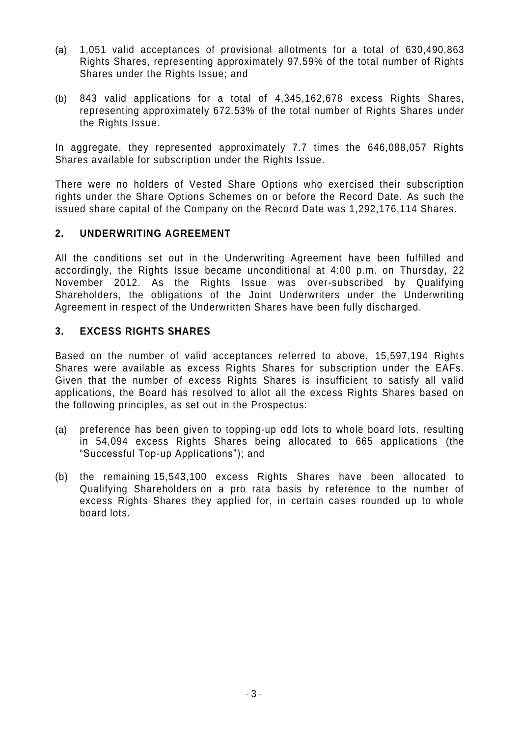(a) 1,051 valid acceptances of provisional allotments for a total of 630,490,863 Rights Shares, representing approximately 97.59% of the total number of Rights Shares under the Rights Issue; and

(b) 843 valid applications for a total of 4,345,162,678 excess Rights Shares, representing approximately 672.53% of the total number of Rights Shares under the Rights Issue.

In aggregate, they represented approximately 7.7 times the 646,088,057 Rights Shares available for subscription under the Rights Issue.

There were no holders of Vested Share Options who exercised their subscription rights under the Share Options Schemes on or before the Record Date. As such the issued share capital of the Company on the Record Date was 1,292,176,114 Shares.

## 2. UNDERWRITING AGREEMENT

All the conditions set out in the Underwriting Agreement have been fulfilled and accordingly, the Rights Issue became unconditional at 4:00 p.m. on Thursday, 22 November 2012. As the Rights Issue was over-subscribed by Qualifying Shareholders, the obligations of the Joint Underwriters under the Underwriting Agreement in respect of the Underwritten Shares have been fully discharged.

## 3. EXCESS RIGHTS SHARES

Based on the number of valid acceptances referred to above, 15,597,194 Rights Shares were available as excess Rights Shares for subscription under the EAFs. Given that the number of excess Rights Shares is insufficient to satisfy all valid applications, the Board has resolved to allot all the excess Rights Shares based on the following principles, as set out in the Prospectus:

(a) preference has been given to topping-up odd lots to whole board lots, resulting in 54,094 excess Rights Shares being allocated to 665 applications (the "Successful Top-up Applications"); and

(b) the remaining 15,543,100 excess Rights Shares have been allocated to Qualifying Shareholders on a pro rata basis by reference to the number of excess Rights Shares they applied for, in certain cases rounded up to whole board lots.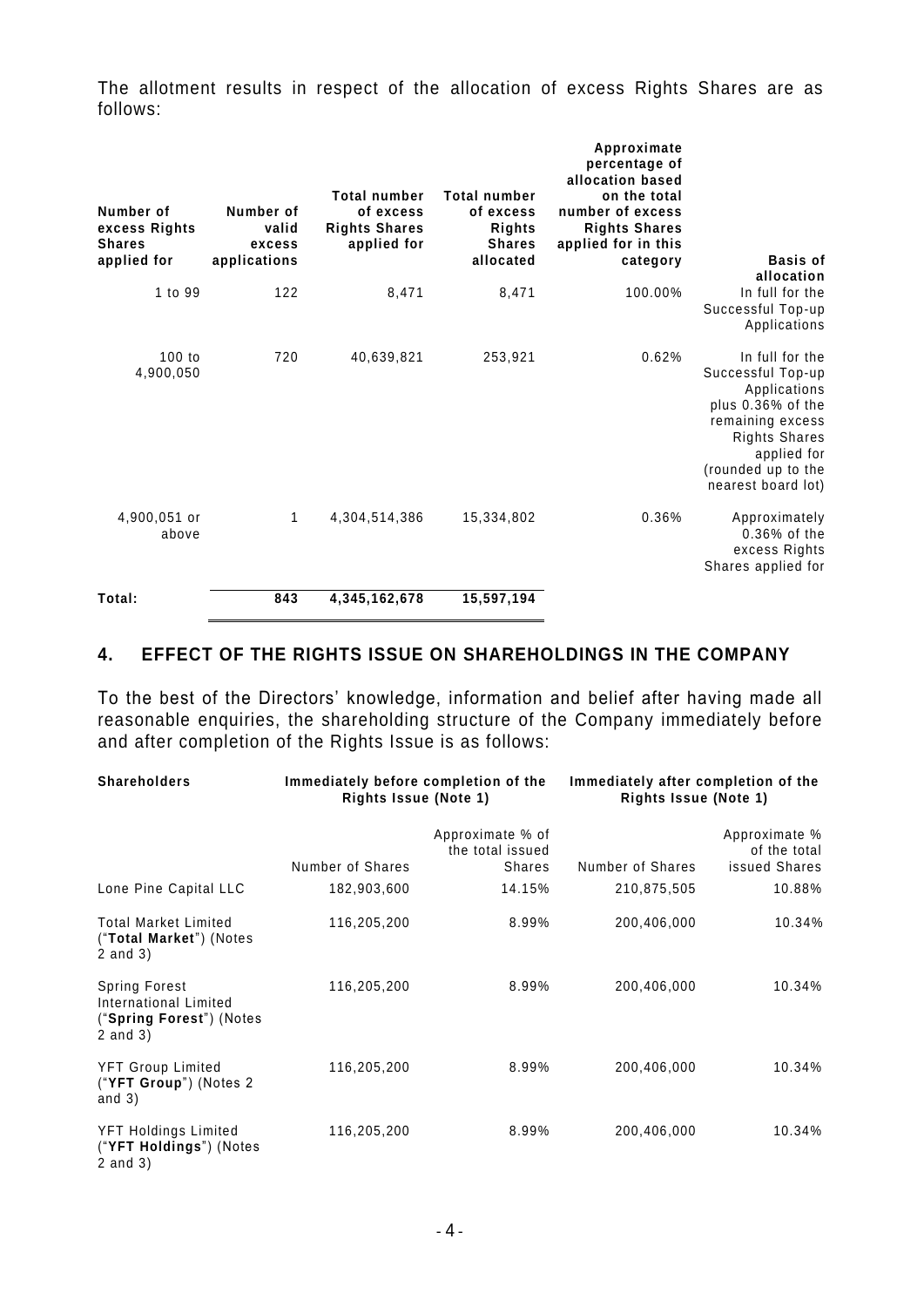The allotment results in respect of the allocation of excess Rights Shares are as follows:

| Number of excess Rights Shares applied for | Number of valid excess applications | Total number of excess Rights Shares applied for | Total number of excess Rights Shares allocated | Approximate percentage of allocation based on the total number of excess Rights Shares applied for in this category | Basis of allocation |
|---|---|---|---|---|---|
| 1 to 99 | 122 | 8,471 | 8,471 | 100.00% | In full for the Successful Top-up Applications |
| 100 to 4,900,050 | 720 | 40,639,821 | 253,921 | 0.62% | In full for the Successful Top-up Applications plus 0.36% of the remaining excess Rights Shares applied for (rounded up to the nearest board lot) |
| 4,900,051 or above | 1 | 4,304,514,386 | 15,334,802 | 0.36% | Approximately 0.36% of the excess Rights Shares applied for |
| **Total:** | **843** | **4,345,162,678** | **15,597,194** | | |

## 4. EFFECT OF THE RIGHTS ISSUE ON SHAREHOLDINGS IN THE COMPANY

To the best of the Directors' knowledge, information and belief after having made all reasonable enquiries, the shareholding structure of the Company immediately before and after completion of the Rights Issue is as follows:

| Shareholders | Immediately before completion of the Rights Issue (Note 1) | | Immediately after completion of the Rights Issue (Note 1) | |
|---|---|---|---|---|
| | Number of Shares | Approximate % of the total issued Shares | Number of Shares | Approximate % of the total issued Shares |
| Lone Pine Capital LLC | 182,903,600 | 14.15% | 210,875,505 | 10.88% |
| Total Market Limited ("**Total Market**") (Notes 2 and 3) | 116,205,200 | 8.99% | 200,406,000 | 10.34% |
| Spring Forest International Limited ("**Spring Forest**") (Notes 2 and 3) | 116,205,200 | 8.99% | 200,406,000 | 10.34% |
| YFT Group Limited ("**YFT Group**") (Notes 2 and 3) | 116,205,200 | 8.99% | 200,406,000 | 10.34% |
| YFT Holdings Limited ("**YFT Holdings**") (Notes 2 and 3) | 116,205,200 | 8.99% | 200,406,000 | 10.34% |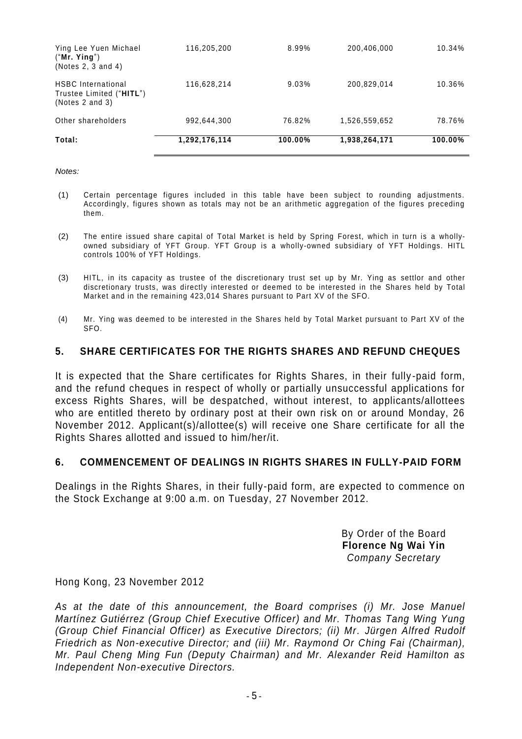| | | | | |
|---|---|---|---|---|
| Ying Lee Yuen Michael ("**Mr. Ying**") (Notes 2, 3 and 4) | 116,205,200 | 8.99% | 200,406,000 | 10.34% |
| HSBC International Trustee Limited ("**HITL**") (Notes 2 and 3) | 116,628,214 | 9.03% | 200,829,014 | 10.36% |
| Other shareholders | 992,644,300 | 76.82% | 1,526,559,652 | 78.76% |
| **Total:** | **1,292,176,114** | **100.00%** | **1,938,264,171** | **100.00%** |

*Notes:*

(1) Certain percentage figures included in this table have been subject to rounding adjustments. Accordingly, figures shown as totals may not be an arithmetic aggregation of the figures preceding them.

(2) The entire issued share capital of Total Market is held by Spring Forest, which in turn is a wholly-owned subsidiary of YFT Group. YFT Group is a wholly-owned subsidiary of YFT Holdings. HITL controls 100% of YFT Holdings.

(3) HITL, in its capacity as trustee of the discretionary trust set up by Mr. Ying as settlor and other discretionary trusts, was directly interested or deemed to be interested in the Shares held by Total Market and in the remaining 423,014 Shares pursuant to Part XV of the SFO.

(4) Mr. Ying was deemed to be interested in the Shares held by Total Market pursuant to Part XV of the SFO.

## 5. SHARE CERTIFICATES FOR THE RIGHTS SHARES AND REFUND CHEQUES

It is expected that the Share certificates for Rights Shares, in their fully-paid form, and the refund cheques in respect of wholly or partially unsuccessful applications for excess Rights Shares, will be despatched, without interest, to applicants/allottees who are entitled thereto by ordinary post at their own risk on or around Monday, 26 November 2012. Applicant(s)/allottee(s) will receive one Share certificate for all the Rights Shares allotted and issued to him/her/it.

## 6. COMMENCEMENT OF DEALINGS IN RIGHTS SHARES IN FULLY-PAID FORM

Dealings in the Rights Shares, in their fully-paid form, are expected to commence on the Stock Exchange at 9:00 a.m. on Tuesday, 27 November 2012.

By Order of the Board
**Florence Ng Wai Yin**
*Company Secretary*

Hong Kong, 23 November 2012

*As at the date of this announcement, the Board comprises (i) Mr. Jose Manuel Martínez Gutiérrez (Group Chief Executive Officer) and Mr. Thomas Tang Wing Yung (Group Chief Financial Officer) as Executive Directors; (ii) Mr. Jürgen Alfred Rudolf Friedrich as Non-executive Director; and (iii) Mr. Raymond Or Ching Fai (Chairman), Mr. Paul Cheng Ming Fun (Deputy Chairman) and Mr. Alexander Reid Hamilton as Independent Non-executive Directors.*